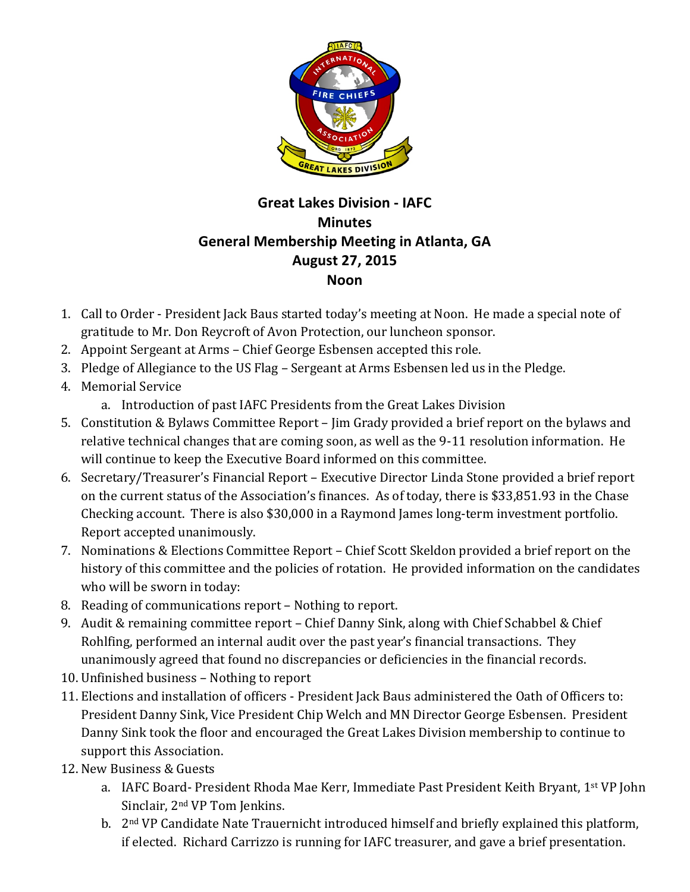# Great Lakes Division - IAFC
## Minutes
## General Membership Meeting in Atlanta, GA
## August 27, 2015
## Noon

1. Call to Order - President Jack Baus started today's meeting at Noon. He made a special note of gratitude to Mr. Don Reycroft of Avon Protection, our luncheon sponsor.
2. Appoint Sergeant at Arms – Chief George Esbensen accepted this role.
3. Pledge of Allegiance to the US Flag – Sergeant at Arms Esbensen led us in the Pledge.
4. Memorial Service
   a. Introduction of past IAFC Presidents from the Great Lakes Division
5. Constitution & Bylaws Committee Report – Jim Grady provided a brief report on the bylaws and relative technical changes that are coming soon, as well as the 9-11 resolution information. He will continue to keep the Executive Board informed on this committee.
6. Secretary/Treasurer's Financial Report – Executive Director Linda Stone provided a brief report on the current status of the Association's finances. As of today, there is $33,851.93 in the Chase Checking account. There is also $30,000 in a Raymond James long-term investment portfolio. Report accepted unanimously.
7. Nominations & Elections Committee Report – Chief Scott Skeldon provided a brief report on the history of this committee and the policies of rotation. He provided information on the candidates who will be sworn in today:
8. Reading of communications report – Nothing to report.
9. Audit & remaining committee report – Chief Danny Sink, along with Chief Schabbel & Chief Rohlfing, performed an internal audit over the past year's financial transactions. They unanimously agreed that found no discrepancies or deficiencies in the financial records.
10. Unfinished business – Nothing to report
11. Elections and installation of officers - President Jack Baus administered the Oath of Officers to: President Danny Sink, Vice President Chip Welch and MN Director George Esbensen. President Danny Sink took the floor and encouraged the Great Lakes Division membership to continue to support this Association.
12. New Business & Guests
    a. IAFC Board- President Rhoda Mae Kerr, Immediate Past President Keith Bryant, 1st VP John Sinclair, 2nd VP Tom Jenkins.
    b. 2nd VP Candidate Nate Trauernicht introduced himself and briefly explained this platform, if elected. Richard Carrizzo is running for IAFC treasurer, and gave a brief presentation.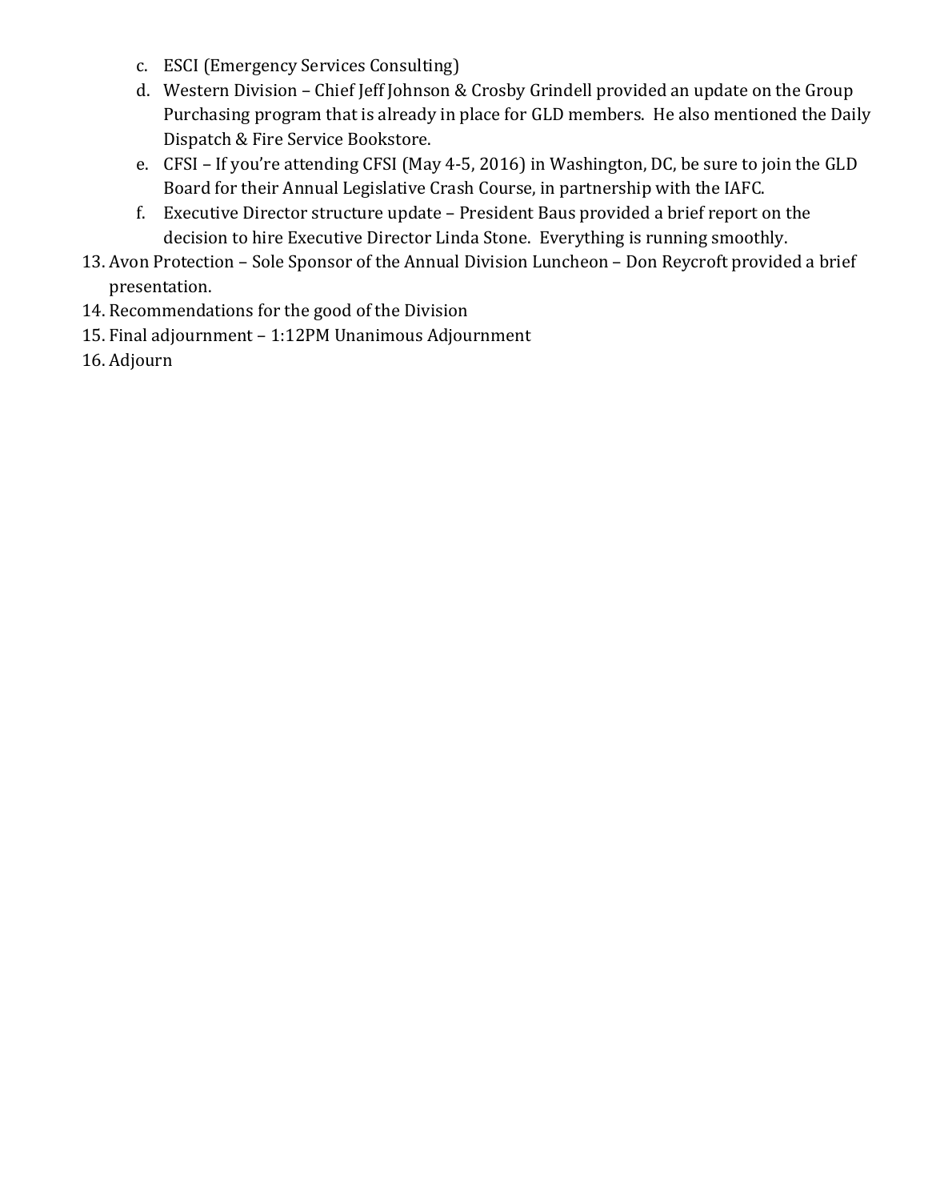c. ESCI (Emergency Services Consulting)
d. Western Division – Chief Jeff Johnson & Crosby Grindell provided an update on the Group Purchasing program that is already in place for GLD members. He also mentioned the Daily Dispatch & Fire Service Bookstore.
e. CFSI – If you're attending CFSI (May 4-5, 2016) in Washington, DC, be sure to join the GLD Board for their Annual Legislative Crash Course, in partnership with the IAFC.
f. Executive Director structure update – President Baus provided a brief report on the decision to hire Executive Director Linda Stone. Everything is running smoothly.

13. Avon Protection – Sole Sponsor of the Annual Division Luncheon – Don Reycroft provided a brief presentation.
14. Recommendations for the good of the Division
15. Final adjournment – 1:12PM Unanimous Adjournment
16. Adjourn